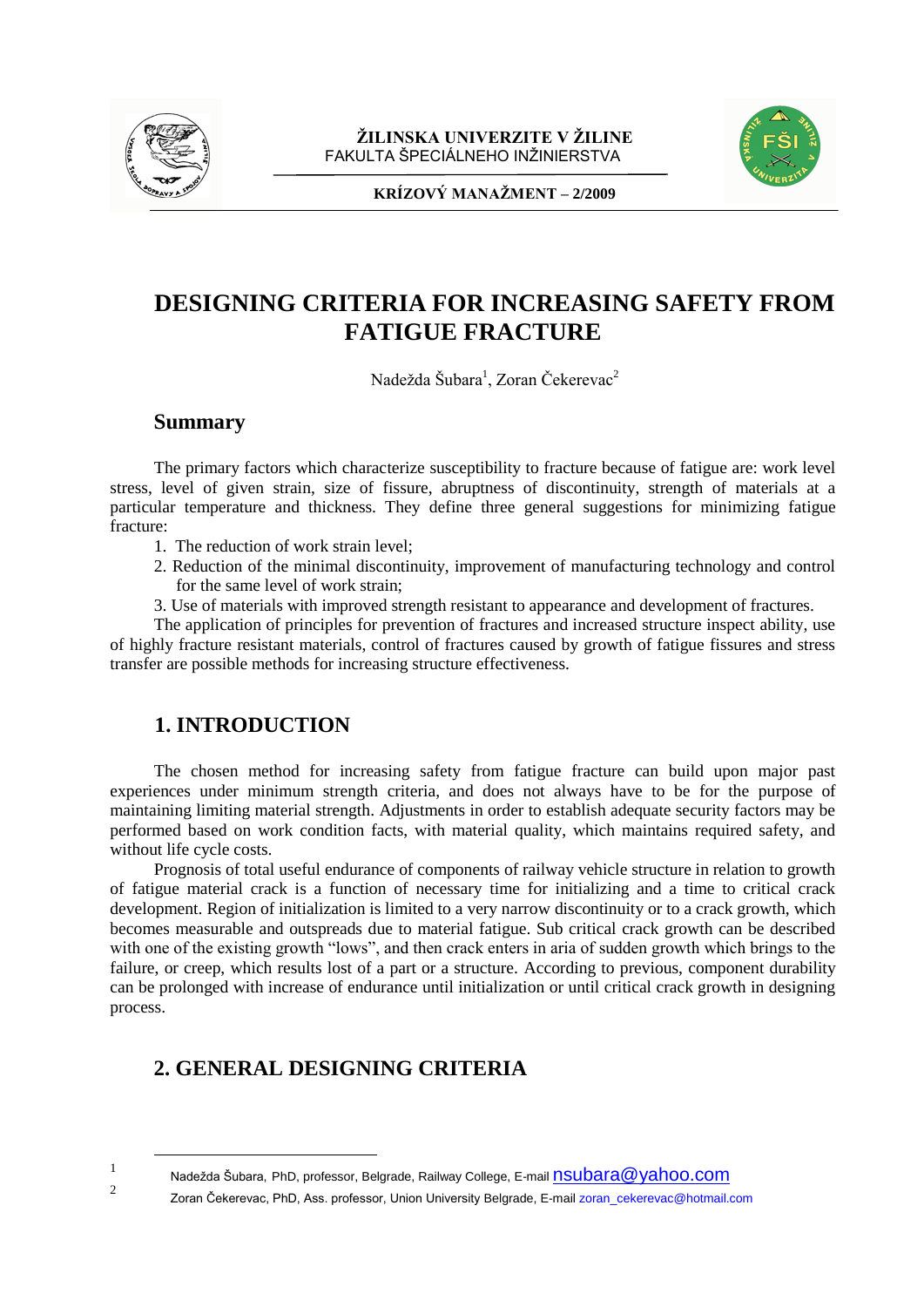# DESIGNING CRITERIA FOR INCREASING SAFETY FROM FATIGUE FRACTURE

Nadežda Šubara[1], Zoran Čekerevac[2]

## Summary

The primary factors which characterize susceptibility to fracture because of fatigue are: work level stress, level of given strain, size of fissure, abruptness of discontinuity, strength of materials at a particular temperature and thickness. They define three general suggestions for minimizing fatigue fracture:

1. The reduction of work strain level;
2. Reduction of the minimal discontinuity, improvement of manufacturing technology and control for the same level of work strain;
3. Use of materials with improved strength resistant to appearance and development of fractures.

The application of principles for prevention of fractures and increased structure inspect ability, use of highly fracture resistant materials, control of fractures caused by growth of fatigue fissures and stress transfer are possible methods for increasing structure effectiveness.

## 1. INTRODUCTION

The chosen method for increasing safety from fatigue fracture can build upon major past experiences under minimum strength criteria, and does not always have to be for the purpose of maintaining limiting material strength. Adjustments in order to establish adequate security factors may be performed based on work condition facts, with material quality, which maintains required safety, and without life cycle costs.

Prognosis of total useful endurance of components of railway vehicle structure in relation to growth of fatigue material crack is a function of necessary time for initializing and a time to critical crack development. Region of initialization is limited to a very narrow discontinuity or to a crack growth, which becomes measurable and outspreads due to material fatigue. Sub critical crack growth can be described with one of the existing growth "lows", and then crack enters in aria of sudden growth which brings to the failure, or creep, which results lost of a part or a structure. According to previous, component durability can be prolonged with increase of endurance until initialization or until critical crack growth in designing process.

## 2. GENERAL DESIGNING CRITERIA

[1] Nadežda Šubara, PhD, professor, Belgrade, Railway College, E-mail nsubara@yahoo.com

[2] Zoran Čekerevac, PhD, Ass. professor, Union University Belgrade, E-mail zoran_cekerevac@hotmail.com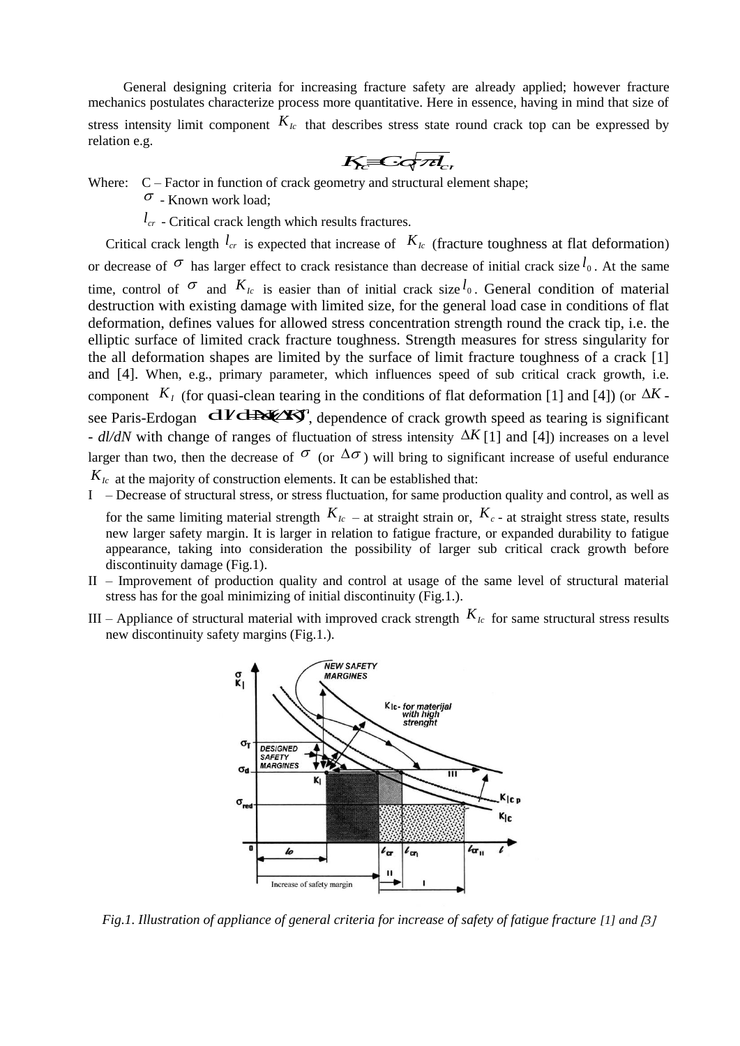General designing criteria for increasing fracture safety are already applied; however fracture mechanics postulates characterize process more quantitative. Here in essence, having in mind that size of stress intensity limit component $K_{Ic}$ that describes stress state round crack top can be expressed by relation e.g.

$$K_{Ic} = C \cdot \sigma \sqrt{\pi l_{cr}}$$

Where: C – Factor in function of crack geometry and structural element shape;

$\sigma$ - Known work load;

$l_{cr}$ - Critical crack length which results fractures.

Critical crack length $l_{cr}$ is expected that increase of $K_{Ic}$ (fracture toughness at flat deformation) or decrease of $\sigma$ has larger effect to crack resistance than decrease of initial crack size $l_0$. At the same time, control of $\sigma$ and $K_{Ic}$ is easier than of initial crack size $l_0$. General condition of material destruction with existing damage with limited size, for the general load case in conditions of flat deformation, defines values for allowed stress concentration strength round the crack tip, i.e. the elliptic surface of limited crack fracture toughness. Strength measures for stress singularity for the all deformation shapes are limited by the surface of limit fracture toughness of a crack [1] and [4]. When, e.g., primary parameter, which influences speed of sub critical crack growth, i.e. component $K_I$ (for quasi-clean tearing in the conditions of flat deformation [1] and [4]) (or $\Delta K$ - see Paris-Erdogan $dl/dN = A(\Delta K)^n$, dependence of crack growth speed as tearing is significant - $dl/dN$ with change of ranges of fluctuation of stress intensity $\Delta K$ [1] and [4]) increases on a level larger than two, then the decrease of $\sigma$ (or $\Delta \sigma$) will bring to significant increase of useful endurance $K_{Ic}$ at the majority of construction elements. It can be established that:

I – Decrease of structural stress, or stress fluctuation, for same production quality and control, as well as for the same limiting material strength $K_{Ic}$ – at straight strain or, $K_c$ - at straight stress state, results new larger safety margin. It is larger in relation to fatigue fracture, or expanded durability to fatigue appearance, taking into consideration the possibility of larger sub critical crack growth before discontinuity damage (Fig.1).

II – Improvement of production quality and control at usage of the same level of structural material stress has for the goal minimizing of initial discontinuity (Fig.1.).

III – Appliance of structural material with improved crack strength $K_{Ic}$ for same structural stress results new discontinuity safety margins (Fig.1.).

*Fig.1. Illustration of appliance of general criteria for increase of safety of fatigue fracture [1] and [3]*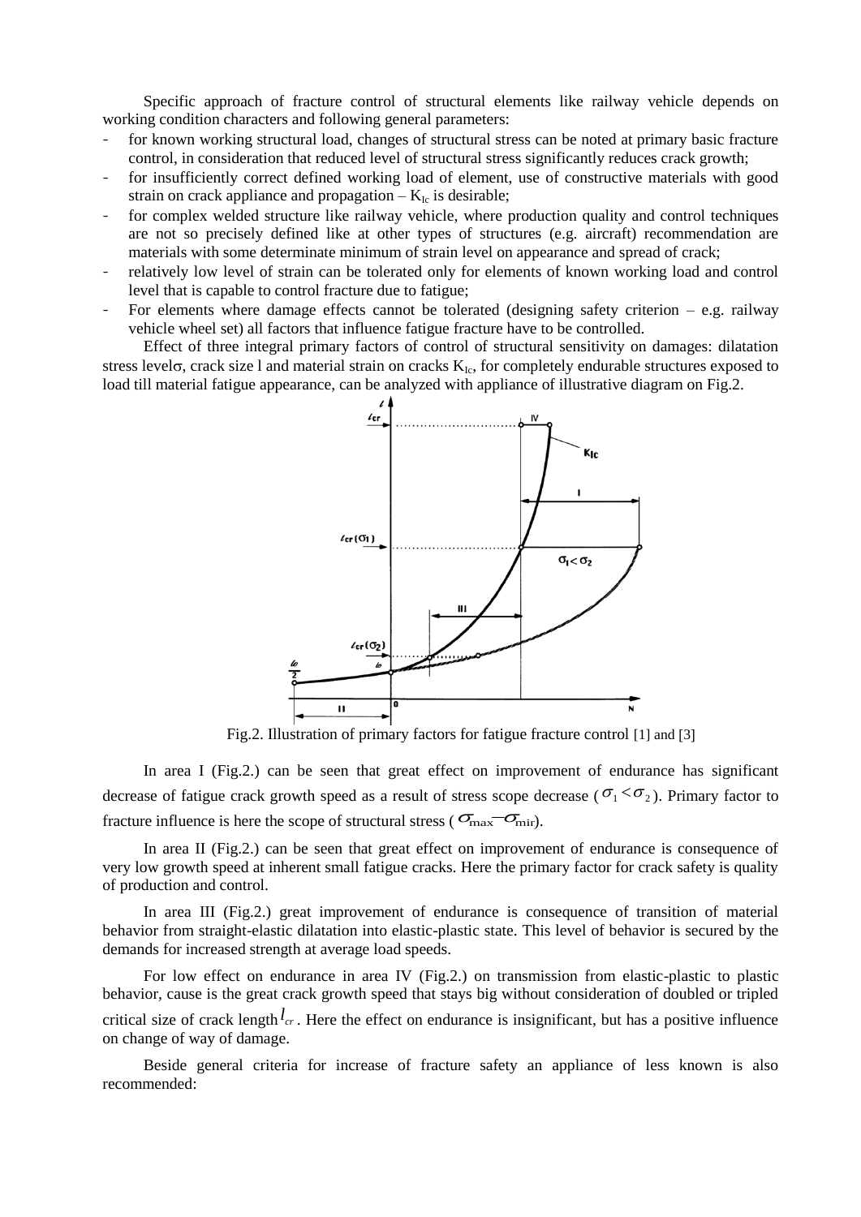Specific approach of fracture control of structural elements like railway vehicle depends on working condition characters and following general parameters:

- for known working structural load, changes of structural stress can be noted at primary basic fracture control, in consideration that reduced level of structural stress significantly reduces crack growth;
- for insufficiently correct defined working load of element, use of constructive materials with good strain on crack appliance and propagation – $K_{Ic}$ is desirable;
- for complex welded structure like railway vehicle, where production quality and control techniques are not so precisely defined like at other types of structures (e.g. aircraft) recommendation are materials with some determinate minimum of strain level on appearance and spread of crack;
- relatively low level of strain can be tolerated only for elements of known working load and control level that is capable to control fracture due to fatigue;
- For elements where damage effects cannot be tolerated (designing safety criterion – e.g. railway vehicle wheel set) all factors that influence fatigue fracture have to be controlled.

Effect of three integral primary factors of control of structural sensitivity on damages: dilatation stress level$\sigma$, crack size l and material strain on cracks $K_{Ic}$, for completely endurable structures exposed to load till material fatigue appearance, can be analyzed with appliance of illustrative diagram on Fig.2.

Fig.2. Illustration of primary factors for fatigue fracture control [1] and [3]

In area I (Fig.2.) can be seen that great effect on improvement of endurance has significant decrease of fatigue crack growth speed as a result of stress scope decrease ($\sigma_1 < \sigma_2$). Primary factor to fracture influence is here the scope of structural stress ($\sigma_{max} - \sigma_{mir}$).

In area II (Fig.2.) can be seen that great effect on improvement of endurance is consequence of very low growth speed at inherent small fatigue cracks. Here the primary factor for crack safety is quality of production and control.

In area III (Fig.2.) great improvement of endurance is consequence of transition of material behavior from straight-elastic dilatation into elastic-plastic state. This level of behavior is secured by the demands for increased strength at average load speeds.

For low effect on endurance in area IV (Fig.2.) on transmission from elastic-plastic to plastic behavior, cause is the great crack growth speed that stays big without consideration of doubled or tripled critical size of crack length $l_{cr}$. Here the effect on endurance is insignificant, but has a positive influence on change of way of damage.

Beside general criteria for increase of fracture safety an appliance of less known is also recommended: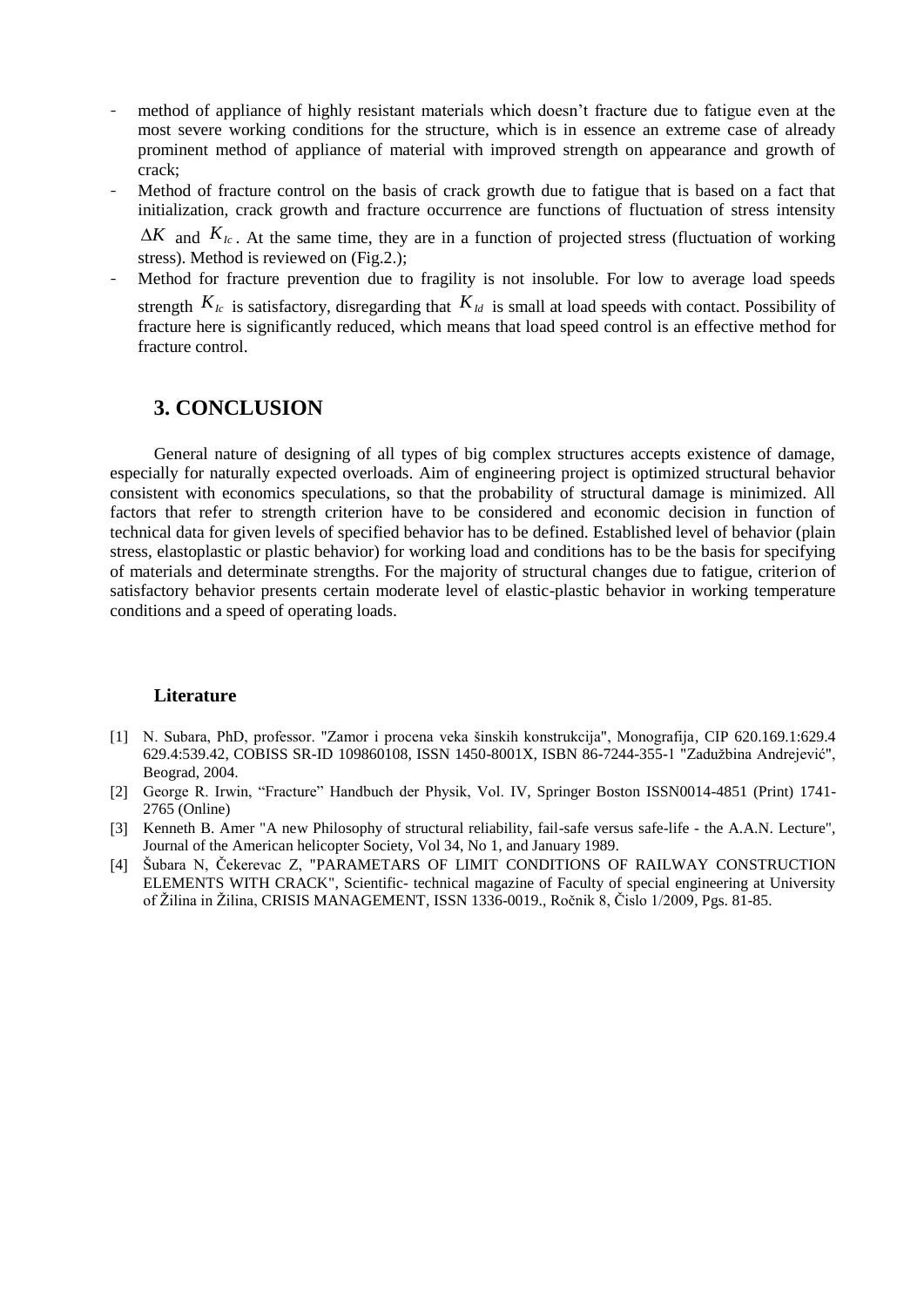- method of appliance of highly resistant materials which doesn't fracture due to fatigue even at the most severe working conditions for the structure, which is in essence an extreme case of already prominent method of appliance of material with improved strength on appearance and growth of crack;
- Method of fracture control on the basis of crack growth due to fatigue that is based on a fact that initialization, crack growth and fracture occurrence are functions of fluctuation of stress intensity $\Delta K$ and $K_{Ic}$. At the same time, they are in a function of projected stress (fluctuation of working stress). Method is reviewed on (Fig.2.);
- Method for fracture prevention due to fragility is not insoluble. For low to average load speeds strength $K_{Ic}$ is satisfactory, disregarding that $K_{Id}$ is small at load speeds with contact. Possibility of fracture here is significantly reduced, which means that load speed control is an effective method for fracture control.

## 3. CONCLUSION

General nature of designing of all types of big complex structures accepts existence of damage, especially for naturally expected overloads. Aim of engineering project is optimized structural behavior consistent with economics speculations, so that the probability of structural damage is minimized. All factors that refer to strength criterion have to be considered and economic decision in function of technical data for given levels of specified behavior has to be defined. Established level of behavior (plain stress, elastoplastic or plastic behavior) for working load and conditions has to be the basis for specifying of materials and determinate strengths. For the majority of structural changes due to fatigue, criterion of satisfactory behavior presents certain moderate level of elastic-plastic behavior in working temperature conditions and a speed of operating loads.

### Literature

[1] N. Subara, PhD, professor. "Zamor i procena veka šinskih konstrukcija", Monografija, CIP 620.169.1:629.4 629.4:539.42, COBISS SR-ID 109860108, ISSN 1450-8001X, ISBN 86-7244-355-1 "Zadužbina Andrejević", Beograd, 2004.

[2] George R. Irwin, "Fracture" Handbuch der Physik, Vol. IV, Springer Boston ISSN0014-4851 (Print) 1741-2765 (Online)

[3] Kenneth B. Amer "A new Philosophy of structural reliability, fail-safe versus safe-life - the A.A.N. Lecture", Journal of the American helicopter Society, Vol 34, No 1, and January 1989.

[4] Šubara N, Čekerevac Z, "PARAMETARS OF LIMIT CONDITIONS OF RAILWAY CONSTRUCTION ELEMENTS WITH CRACK", Scientific- technical magazine of Faculty of special engineering at University of Žilina in Žilina, CRISIS MANAGEMENT, ISSN 1336-0019., Ročnik 8, Čislo 1/2009, Pgs. 81-85.